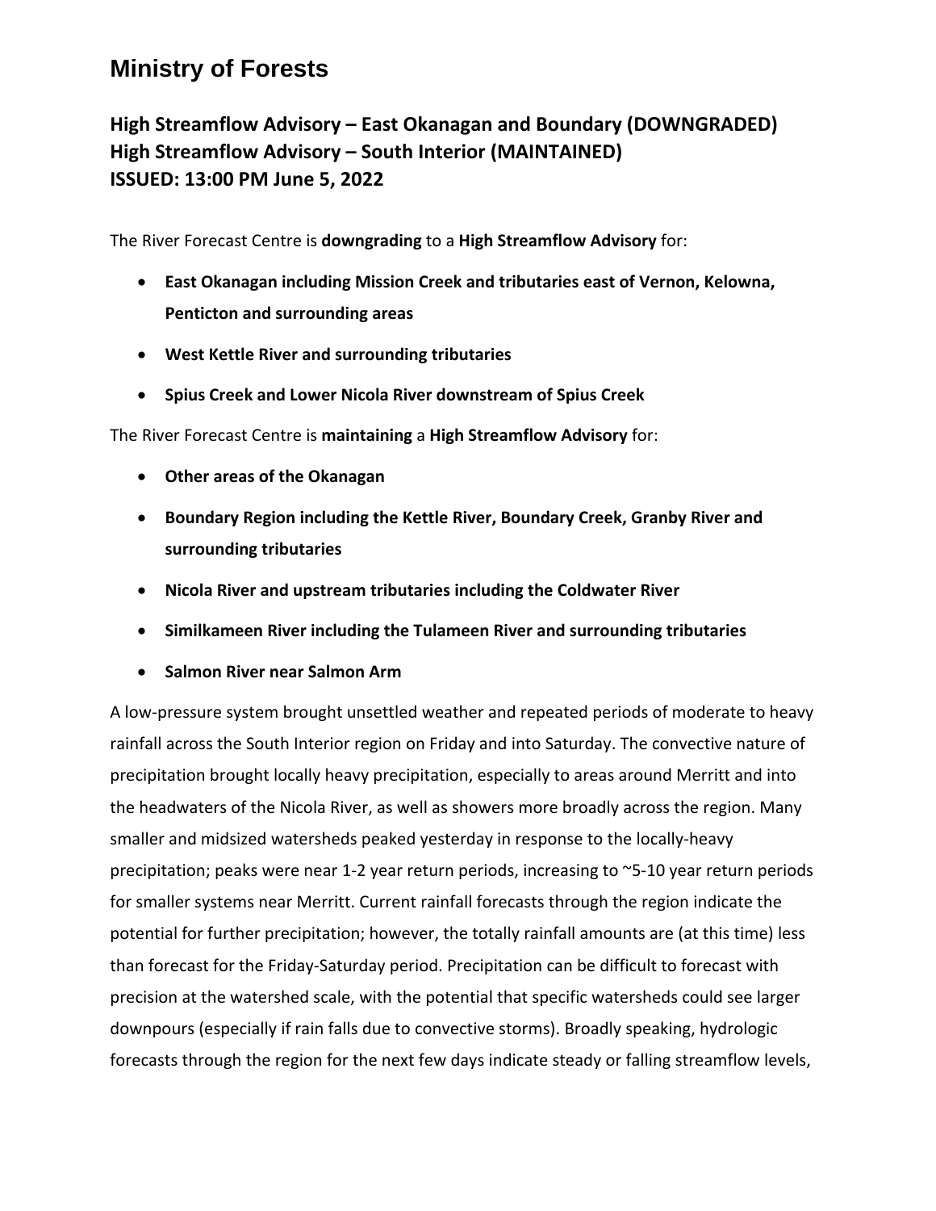# Ministry of Forests

## High Streamflow Advisory – East Okanagan and Boundary (DOWNGRADED)
## High Streamflow Advisory – South Interior (MAINTAINED)
## ISSUED: 13:00 PM June 5, 2022

The River Forecast Centre is **downgrading** to a **High Streamflow Advisory** for:

- **East Okanagan including Mission Creek and tributaries east of Vernon, Kelowna, Penticton and surrounding areas**
- **West Kettle River and surrounding tributaries**
- **Spius Creek and Lower Nicola River downstream of Spius Creek**

The River Forecast Centre is **maintaining** a **High Streamflow Advisory** for:

- **Other areas of the Okanagan**
- **Boundary Region including the Kettle River, Boundary Creek, Granby River and surrounding tributaries**
- **Nicola River and upstream tributaries including the Coldwater River**
- **Similkameen River including the Tulameen River and surrounding tributaries**
- **Salmon River near Salmon Arm**

A low-pressure system brought unsettled weather and repeated periods of moderate to heavy rainfall across the South Interior region on Friday and into Saturday. The convective nature of precipitation brought locally heavy precipitation, especially to areas around Merritt and into the headwaters of the Nicola River, as well as showers more broadly across the region. Many smaller and midsized watersheds peaked yesterday in response to the locally-heavy precipitation; peaks were near 1-2 year return periods, increasing to ~5-10 year return periods for smaller systems near Merritt. Current rainfall forecasts through the region indicate the potential for further precipitation; however, the totally rainfall amounts are (at this time) less than forecast for the Friday-Saturday period. Precipitation can be difficult to forecast with precision at the watershed scale, with the potential that specific watersheds could see larger downpours (especially if rain falls due to convective storms). Broadly speaking, hydrologic forecasts through the region for the next few days indicate steady or falling streamflow levels,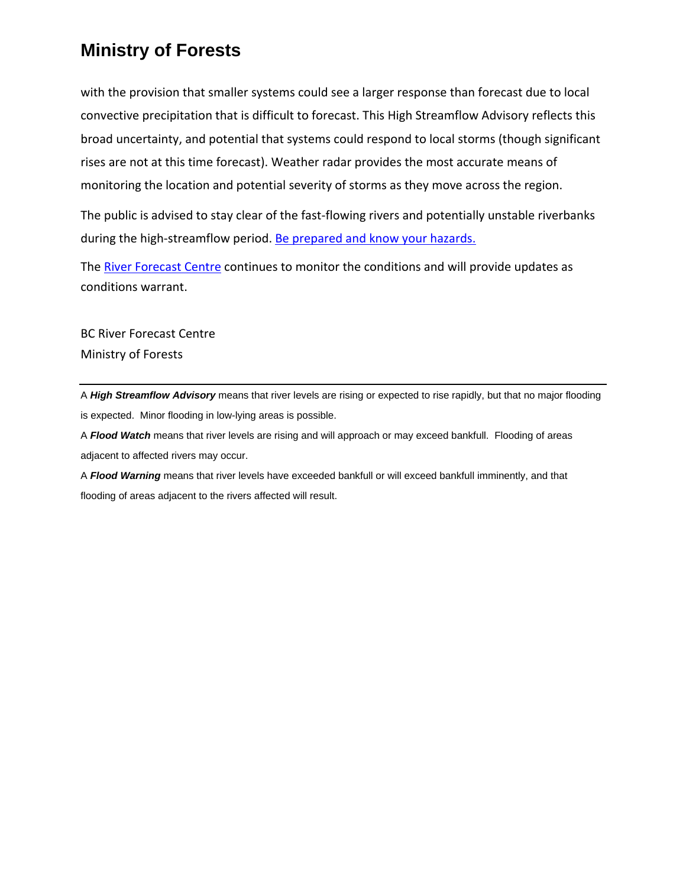with the provision that smaller systems could see a larger response than forecast due to local convective precipitation that is difficult to forecast. This High Streamflow Advisory reflects this broad uncertainty, and potential that systems could respond to local storms (though significant rises are not at this time forecast). Weather radar provides the most accurate means of monitoring the location and potential severity of storms as they move across the region.

The public is advised to stay clear of the fast-flowing rivers and potentially unstable riverbanks during the high-streamflow period. Be prepared and know your hazards.

The River Forecast Centre continues to monitor the conditions and will provide updates as conditions warrant.

BC River Forecast Centre
Ministry of Forests

---

A ***High Streamflow Advisory*** means that river levels are rising or expected to rise rapidly, but that no major flooding is expected. Minor flooding in low-lying areas is possible.

A ***Flood Watch*** means that river levels are rising and will approach or may exceed bankfull. Flooding of areas adjacent to affected rivers may occur.

A ***Flood Warning*** means that river levels have exceeded bankfull or will exceed bankfull imminently, and that flooding of areas adjacent to the rivers affected will result.